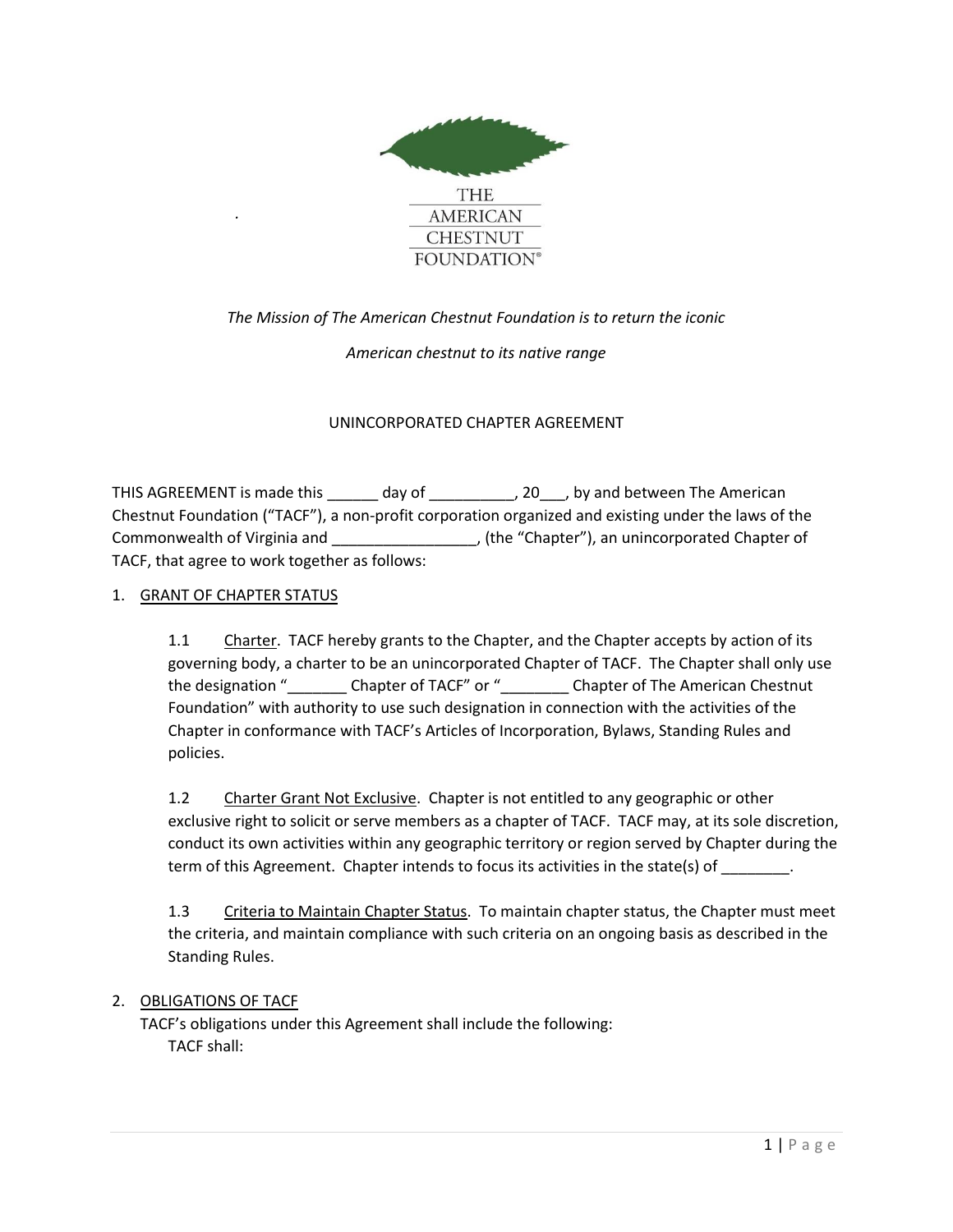THE AMERICAN CHESTNUT FOUNDATION®

*The Mission of The American Chestnut Foundation is to return the iconic American chestnut to its native range*

UNINCORPORATED CHAPTER AGREEMENT

THIS AGREEMENT is made this ______ day of __________, 20___, by and between The American Chestnut Foundation ("TACF"), a non-profit corporation organized and existing under the laws of the Commonwealth of Virginia and _________________, (the "Chapter"), an unincorporated Chapter of TACF, that agree to work together as follows:

1. <u>GRANT OF CHAPTER STATUS</u>

   1.1 <u>Charter</u>. TACF hereby grants to the Chapter, and the Chapter accepts by action of its governing body, a charter to be an unincorporated Chapter of TACF. The Chapter shall only use the designation "_______ Chapter of TACF" or "________ Chapter of The American Chestnut Foundation" with authority to use such designation in connection with the activities of the Chapter in conformance with TACF's Articles of Incorporation, Bylaws, Standing Rules and policies.

   1.2 <u>Charter Grant Not Exclusive</u>. Chapter is not entitled to any geographic or other exclusive right to solicit or serve members as a chapter of TACF. TACF may, at its sole discretion, conduct its own activities within any geographic territory or region served by Chapter during the term of this Agreement. Chapter intends to focus its activities in the state(s) of ________.

   1.3 <u>Criteria to Maintain Chapter Status</u>. To maintain chapter status, the Chapter must meet the criteria, and maintain compliance with such criteria on an ongoing basis as described in the Standing Rules.

2. <u>OBLIGATIONS OF TACF</u>

   TACF's obligations under this Agreement shall include the following:

   TACF shall: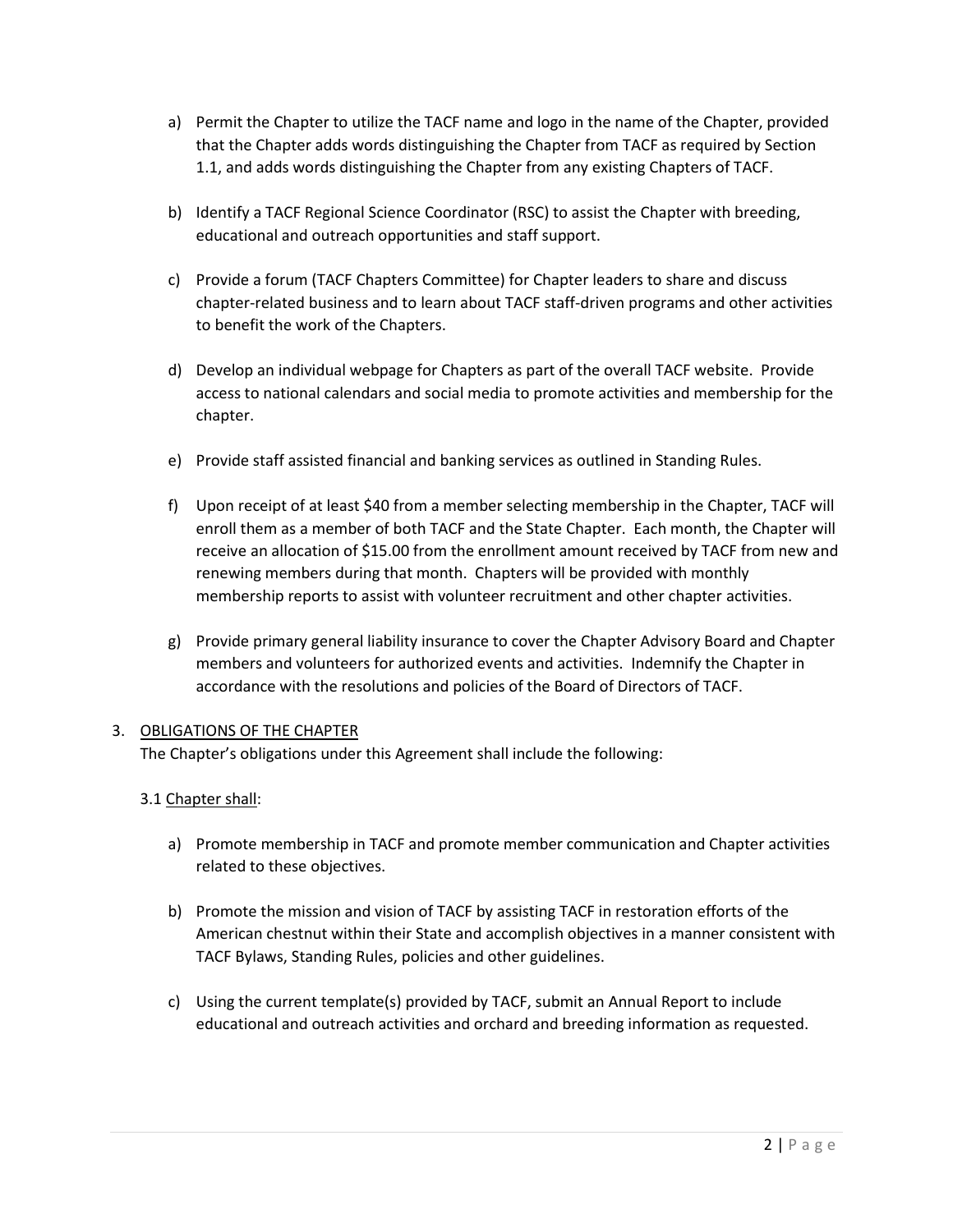a) Permit the Chapter to utilize the TACF name and logo in the name of the Chapter, provided that the Chapter adds words distinguishing the Chapter from TACF as required by Section 1.1, and adds words distinguishing the Chapter from any existing Chapters of TACF.

b) Identify a TACF Regional Science Coordinator (RSC) to assist the Chapter with breeding, educational and outreach opportunities and staff support.

c) Provide a forum (TACF Chapters Committee) for Chapter leaders to share and discuss chapter-related business and to learn about TACF staff-driven programs and other activities to benefit the work of the Chapters.

d) Develop an individual webpage for Chapters as part of the overall TACF website. Provide access to national calendars and social media to promote activities and membership for the chapter.

e) Provide staff assisted financial and banking services as outlined in Standing Rules.

f) Upon receipt of at least $40 from a member selecting membership in the Chapter, TACF will enroll them as a member of both TACF and the State Chapter. Each month, the Chapter will receive an allocation of $15.00 from the enrollment amount received by TACF from new and renewing members during that month. Chapters will be provided with monthly membership reports to assist with volunteer recruitment and other chapter activities.

g) Provide primary general liability insurance to cover the Chapter Advisory Board and Chapter members and volunteers for authorized events and activities. Indemnify the Chapter in accordance with the resolutions and policies of the Board of Directors of TACF.

3. <u>OBLIGATIONS OF THE CHAPTER</u>

The Chapter's obligations under this Agreement shall include the following:

3.1 <u>Chapter shall</u>:

a) Promote membership in TACF and promote member communication and Chapter activities related to these objectives.

b) Promote the mission and vision of TACF by assisting TACF in restoration efforts of the American chestnut within their State and accomplish objectives in a manner consistent with TACF Bylaws, Standing Rules, policies and other guidelines.

c) Using the current template(s) provided by TACF, submit an Annual Report to include educational and outreach activities and orchard and breeding information as requested.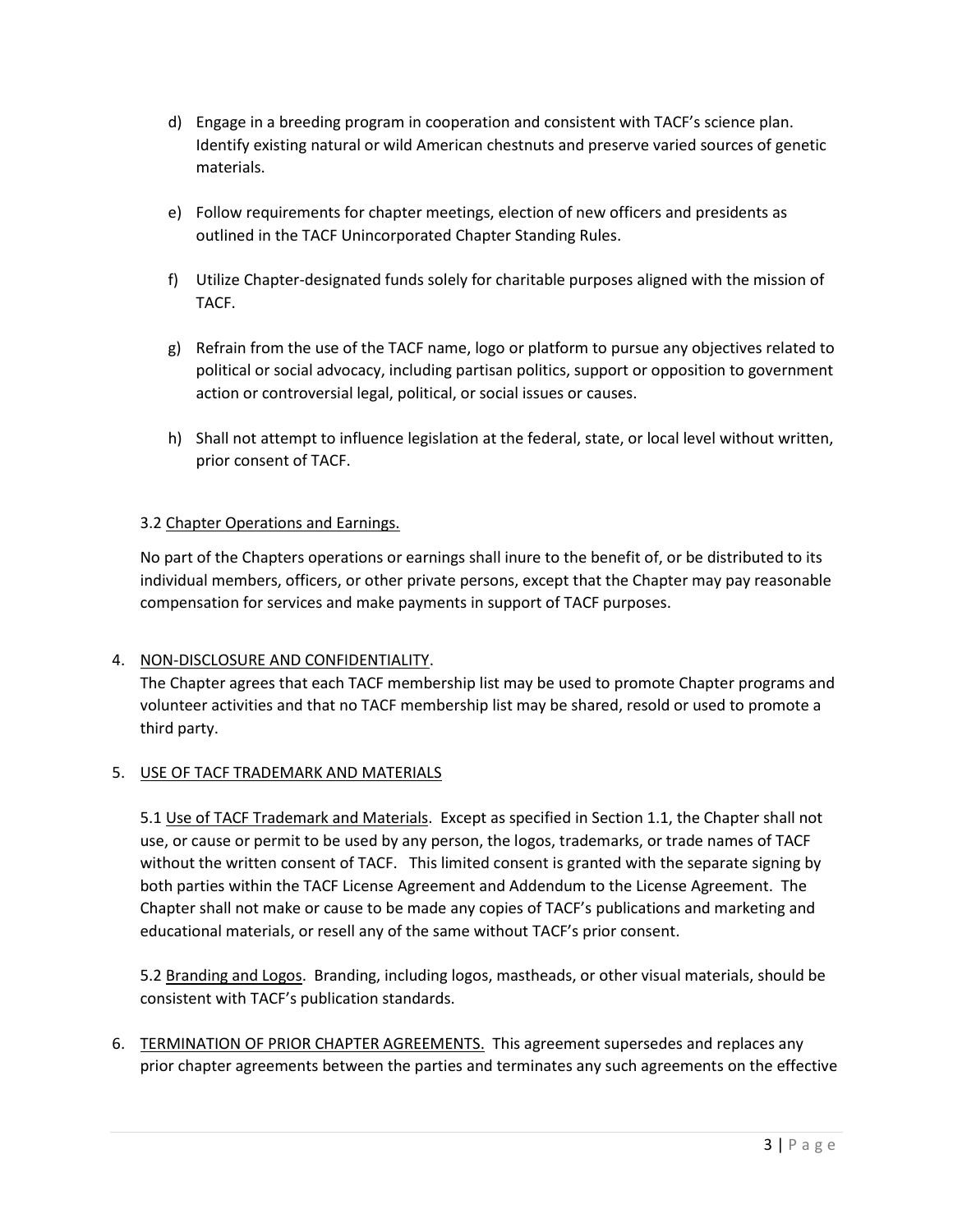d) Engage in a breeding program in cooperation and consistent with TACF's science plan. Identify existing natural or wild American chestnuts and preserve varied sources of genetic materials.

e) Follow requirements for chapter meetings, election of new officers and presidents as outlined in the TACF Unincorporated Chapter Standing Rules.

f) Utilize Chapter-designated funds solely for charitable purposes aligned with the mission of TACF.

g) Refrain from the use of the TACF name, logo or platform to pursue any objectives related to political or social advocacy, including partisan politics, support or opposition to government action or controversial legal, political, or social issues or causes.

h) Shall not attempt to influence legislation at the federal, state, or local level without written, prior consent of TACF.

3.2 <u>Chapter Operations and Earnings.</u>

No part of the Chapters operations or earnings shall inure to the benefit of, or be distributed to its individual members, officers, or other private persons, except that the Chapter may pay reasonable compensation for services and make payments in support of TACF purposes.

4. <u>NON-DISCLOSURE AND CONFIDENTIALITY</u>.
The Chapter agrees that each TACF membership list may be used to promote Chapter programs and volunteer activities and that no TACF membership list may be shared, resold or used to promote a third party.

5. <u>USE OF TACF TRADEMARK AND MATERIALS</u>

5.1 <u>Use of TACF Trademark and Materials</u>. Except as specified in Section 1.1, the Chapter shall not use, or cause or permit to be used by any person, the logos, trademarks, or trade names of TACF without the written consent of TACF. This limited consent is granted with the separate signing by both parties within the TACF License Agreement and Addendum to the License Agreement. The Chapter shall not make or cause to be made any copies of TACF's publications and marketing and educational materials, or resell any of the same without TACF's prior consent.

5.2 <u>Branding and Logos</u>. Branding, including logos, mastheads, or other visual materials, should be consistent with TACF's publication standards.

6. <u>TERMINATION OF PRIOR CHAPTER AGREEMENTS.</u> This agreement supersedes and replaces any prior chapter agreements between the parties and terminates any such agreements on the effective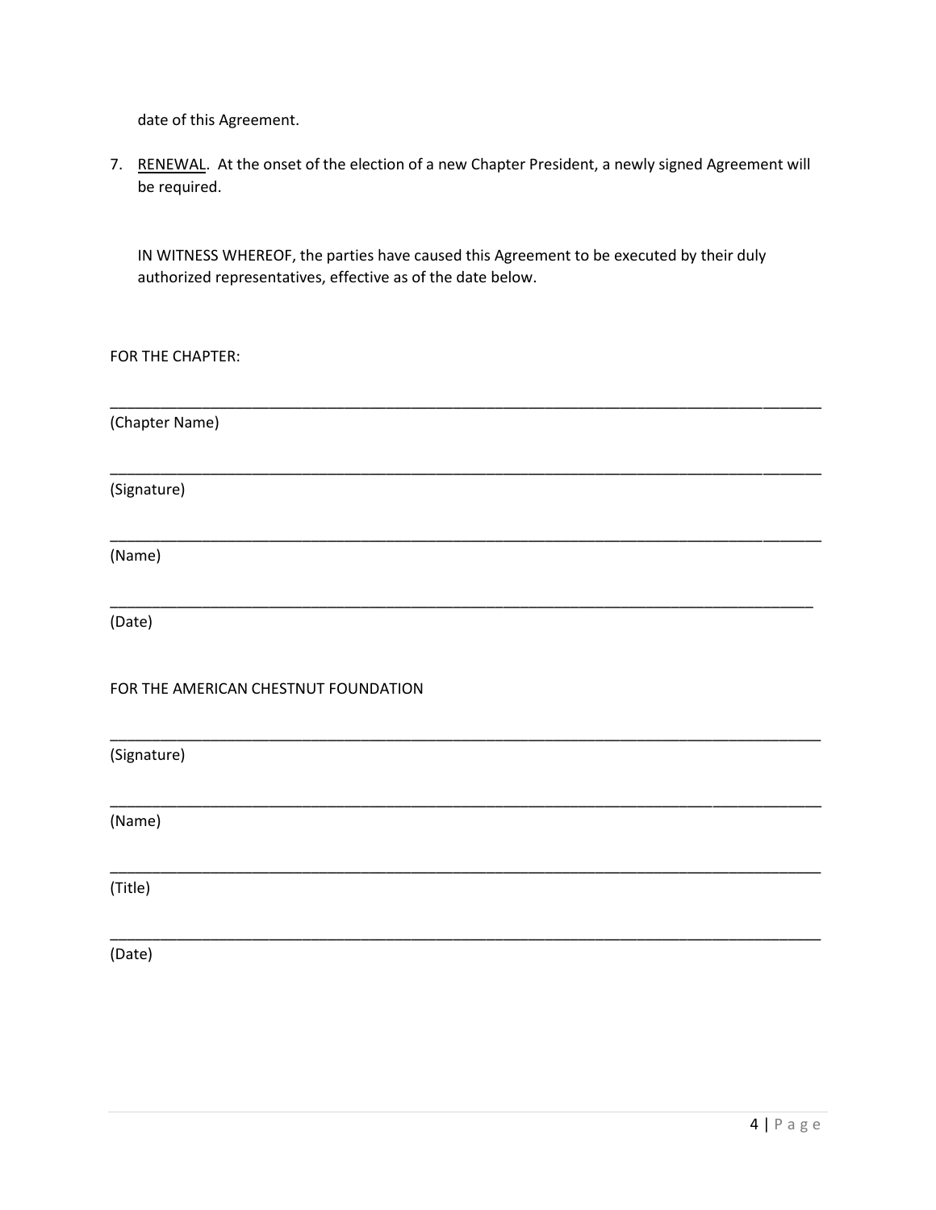date of this Agreement.

7. <u>RENEWAL</u>. At the onset of the election of a new Chapter President, a newly signed Agreement will be required.

IN WITNESS WHEREOF, the parties have caused this Agreement to be executed by their duly authorized representatives, effective as of the date below.

FOR THE CHAPTER:

______________________________________________________________________________

(Chapter Name)

______________________________________________________________________________

(Signature)

______________________________________________________________________________

(Name)

______________________________________________________________________________

(Date)

FOR THE AMERICAN CHESTNUT FOUNDATION

______________________________________________________________________________

(Signature)

______________________________________________________________________________

(Name)

______________________________________________________________________________

(Title)

______________________________________________________________________________

(Date)